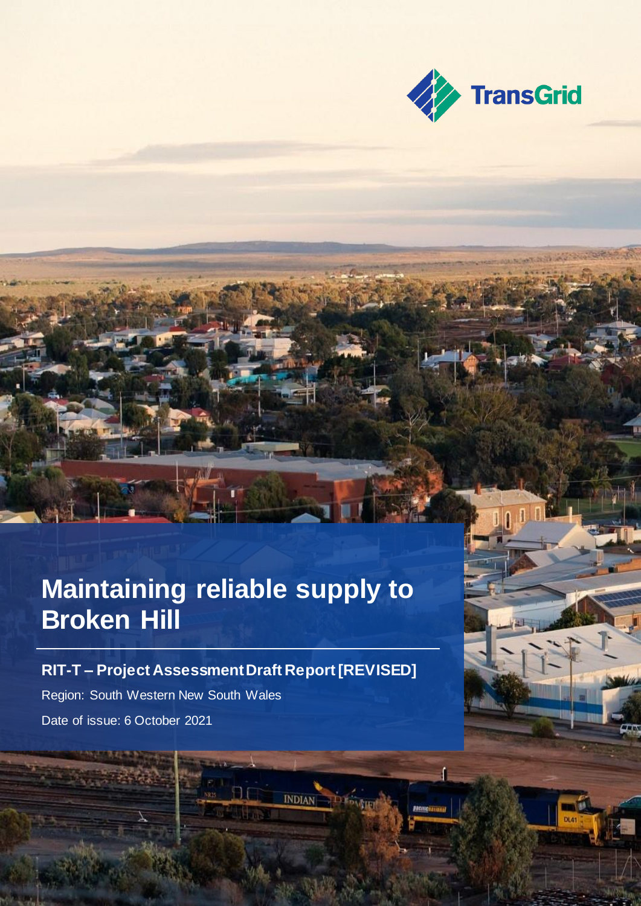TransGrid

# Maintaining reliable supply to Broken Hill

**RIT-T – Project Assessment Draft Report [REVISED]**

Region: South Western New South Wales

Date of issue: 6 October 2021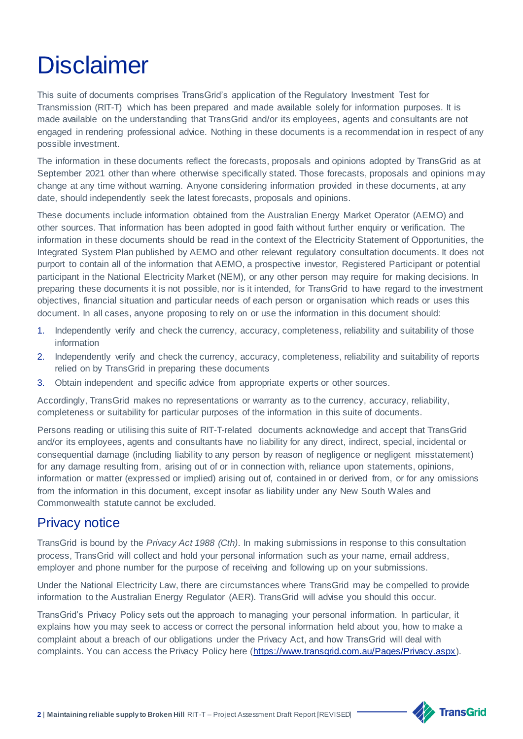# Disclaimer

This suite of documents comprises TransGrid's application of the Regulatory Investment Test for Transmission (RIT-T) which has been prepared and made available solely for information purposes. It is made available on the understanding that TransGrid and/or its employees, agents and consultants are not engaged in rendering professional advice. Nothing in these documents is a recommendation in respect of any possible investment.

The information in these documents reflect the forecasts, proposals and opinions adopted by TransGrid as at September 2021 other than where otherwise specifically stated. Those forecasts, proposals and opinions may change at any time without warning. Anyone considering information provided in these documents, at any date, should independently seek the latest forecasts, proposals and opinions.

These documents include information obtained from the Australian Energy Market Operator (AEMO) and other sources. That information has been adopted in good faith without further enquiry or verification. The information in these documents should be read in the context of the Electricity Statement of Opportunities, the Integrated System Plan published by AEMO and other relevant regulatory consultation documents. It does not purport to contain all of the information that AEMO, a prospective investor, Registered Participant or potential participant in the National Electricity Market (NEM), or any other person may require for making decisions. In preparing these documents it is not possible, nor is it intended, for TransGrid to have regard to the investment objectives, financial situation and particular needs of each person or organisation which reads or uses this document. In all cases, anyone proposing to rely on or use the information in this document should:

1. Independently verify and check the currency, accuracy, completeness, reliability and suitability of those information
2. Independently verify and check the currency, accuracy, completeness, reliability and suitability of reports relied on by TransGrid in preparing these documents
3. Obtain independent and specific advice from appropriate experts or other sources.

Accordingly, TransGrid makes no representations or warranty as to the currency, accuracy, reliability, completeness or suitability for particular purposes of the information in this suite of documents.

Persons reading or utilising this suite of RIT-T-related documents acknowledge and accept that TransGrid and/or its employees, agents and consultants have no liability for any direct, indirect, special, incidental or consequential damage (including liability to any person by reason of negligence or negligent misstatement) for any damage resulting from, arising out of or in connection with, reliance upon statements, opinions, information or matter (expressed or implied) arising out of, contained in or derived from, or for any omissions from the information in this document, except insofar as liability under any New South Wales and Commonwealth statute cannot be excluded.

## Privacy notice

TransGrid is bound by the *Privacy Act 1988 (Cth)*. In making submissions in response to this consultation process, TransGrid will collect and hold your personal information such as your name, email address, employer and phone number for the purpose of receiving and following up on your submissions.

Under the National Electricity Law, there are circumstances where TransGrid may be compelled to provide information to the Australian Energy Regulator (AER). TransGrid will advise you should this occur.

TransGrid's Privacy Policy sets out the approach to managing your personal information. In particular, it explains how you may seek to access or correct the personal information held about you, how to make a complaint about a breach of our obligations under the Privacy Act, and how TransGrid will deal with complaints. You can access the Privacy Policy here (https://www.transgrid.com.au/Pages/Privacy.aspx).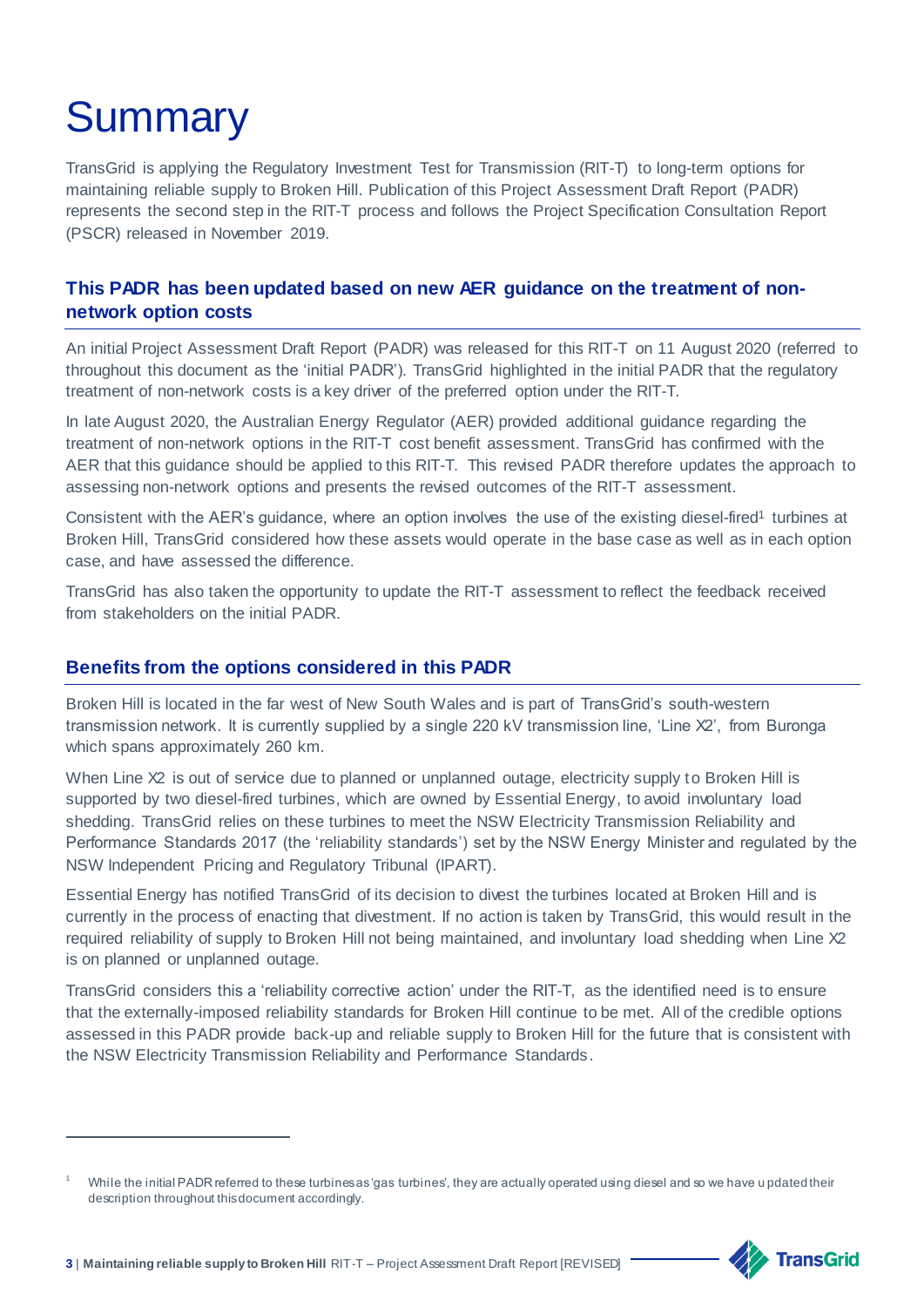# Summary

TransGrid is applying the Regulatory Investment Test for Transmission (RIT-T) to long-term options for maintaining reliable supply to Broken Hill. Publication of this Project Assessment Draft Report (PADR) represents the second step in the RIT-T process and follows the Project Specification Consultation Report (PSCR) released in November 2019.

## This PADR has been updated based on new AER guidance on the treatment of non-network option costs

An initial Project Assessment Draft Report (PADR) was released for this RIT-T on 11 August 2020 (referred to throughout this document as the 'initial PADR'). TransGrid highlighted in the initial PADR that the regulatory treatment of non-network costs is a key driver of the preferred option under the RIT-T.

In late August 2020, the Australian Energy Regulator (AER) provided additional guidance regarding the treatment of non-network options in the RIT-T cost benefit assessment. TransGrid has confirmed with the AER that this guidance should be applied to this RIT-T. This revised PADR therefore updates the approach to assessing non-network options and presents the revised outcomes of the RIT-T assessment.

Consistent with the AER's guidance, where an option involves the use of the existing diesel-fired[1] turbines at Broken Hill, TransGrid considered how these assets would operate in the base case as well as in each option case, and have assessed the difference.

TransGrid has also taken the opportunity to update the RIT-T assessment to reflect the feedback received from stakeholders on the initial PADR.

## Benefits from the options considered in this PADR

Broken Hill is located in the far west of New South Wales and is part of TransGrid's south-western transmission network. It is currently supplied by a single 220 kV transmission line, 'Line X2', from Buronga which spans approximately 260 km.

When Line X2 is out of service due to planned or unplanned outage, electricity supply to Broken Hill is supported by two diesel-fired turbines, which are owned by Essential Energy, to avoid involuntary load shedding. TransGrid relies on these turbines to meet the NSW Electricity Transmission Reliability and Performance Standards 2017 (the 'reliability standards') set by the NSW Energy Minister and regulated by the NSW Independent Pricing and Regulatory Tribunal (IPART).

Essential Energy has notified TransGrid of its decision to divest the turbines located at Broken Hill and is currently in the process of enacting that divestment. If no action is taken by TransGrid, this would result in the required reliability of supply to Broken Hill not being maintained, and involuntary load shedding when Line X2 is on planned or unplanned outage.

TransGrid considers this a 'reliability corrective action' under the RIT-T, as the identified need is to ensure that the externally-imposed reliability standards for Broken Hill continue to be met. All of the credible options assessed in this PADR provide back-up and reliable supply to Broken Hill for the future that is consistent with the NSW Electricity Transmission Reliability and Performance Standards.

[1] While the initial PADR referred to these turbines as 'gas turbines', they are actually operated using diesel and so we have updated their description throughout this document accordingly.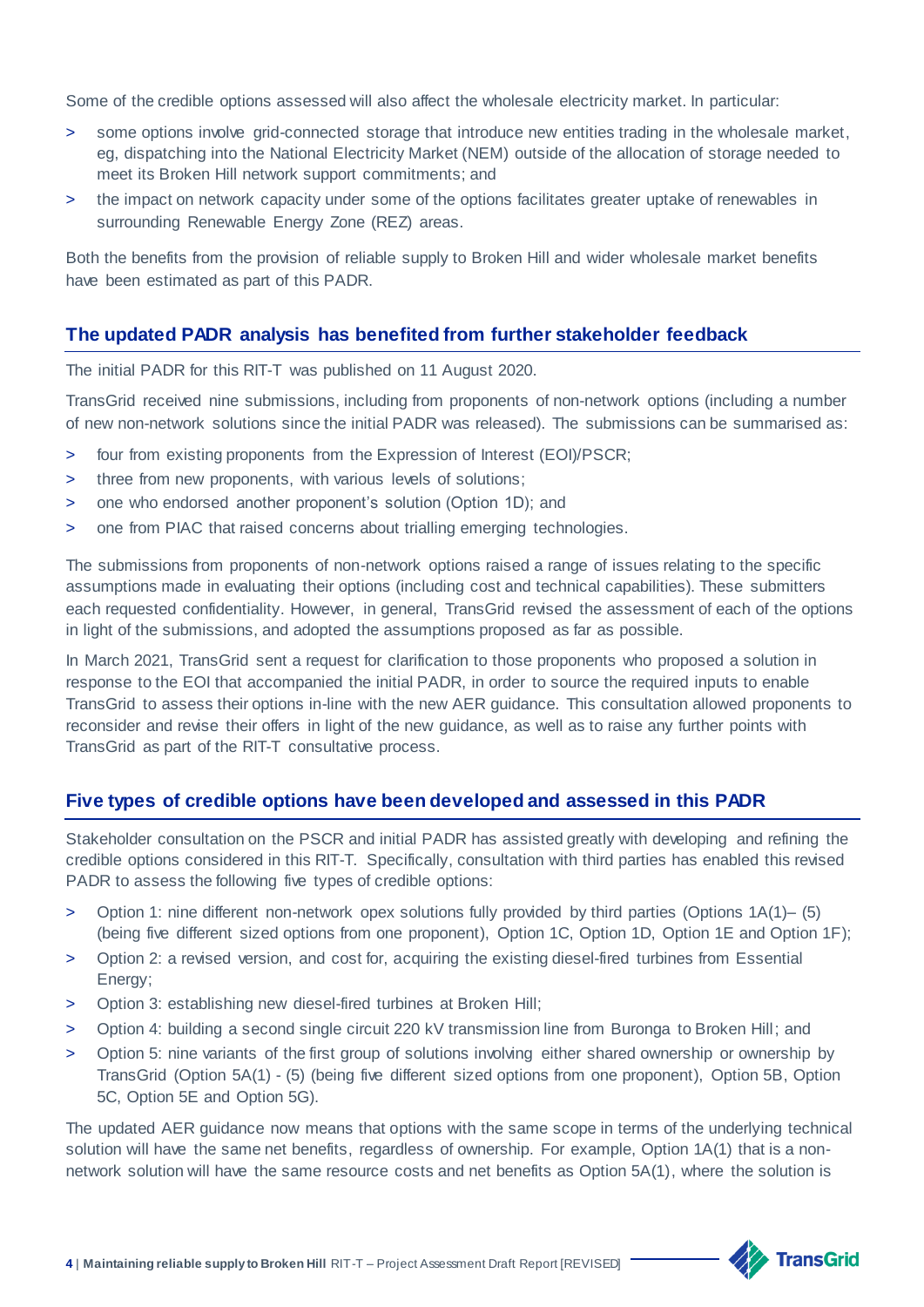Some of the credible options assessed will also affect the wholesale electricity market. In particular:

- some options involve grid-connected storage that introduce new entities trading in the wholesale market, eg, dispatching into the National Electricity Market (NEM) outside of the allocation of storage needed to meet its Broken Hill network support commitments; and
- the impact on network capacity under some of the options facilitates greater uptake of renewables in surrounding Renewable Energy Zone (REZ) areas.

Both the benefits from the provision of reliable supply to Broken Hill and wider wholesale market benefits have been estimated as part of this PADR.

## The updated PADR analysis has benefited from further stakeholder feedback

The initial PADR for this RIT-T was published on 11 August 2020.

TransGrid received nine submissions, including from proponents of non-network options (including a number of new non-network solutions since the initial PADR was released). The submissions can be summarised as:

- four from existing proponents from the Expression of Interest (EOI)/PSCR;
- three from new proponents, with various levels of solutions;
- one who endorsed another proponent's solution (Option 1D); and
- one from PIAC that raised concerns about trialling emerging technologies.

The submissions from proponents of non-network options raised a range of issues relating to the specific assumptions made in evaluating their options (including cost and technical capabilities). These submitters each requested confidentiality. However, in general, TransGrid revised the assessment of each of the options in light of the submissions, and adopted the assumptions proposed as far as possible.

In March 2021, TransGrid sent a request for clarification to those proponents who proposed a solution in response to the EOI that accompanied the initial PADR, in order to source the required inputs to enable TransGrid to assess their options in-line with the new AER guidance. This consultation allowed proponents to reconsider and revise their offers in light of the new guidance, as well as to raise any further points with TransGrid as part of the RIT-T consultative process.

## Five types of credible options have been developed and assessed in this PADR

Stakeholder consultation on the PSCR and initial PADR has assisted greatly with developing and refining the credible options considered in this RIT-T. Specifically, consultation with third parties has enabled this revised PADR to assess the following five types of credible options:

- Option 1: nine different non-network opex solutions fully provided by third parties (Options 1A(1)– (5) (being five different sized options from one proponent), Option 1C, Option 1D, Option 1E and Option 1F);
- Option 2: a revised version, and cost for, acquiring the existing diesel-fired turbines from Essential Energy;
- Option 3: establishing new diesel-fired turbines at Broken Hill;
- Option 4: building a second single circuit 220 kV transmission line from Buronga to Broken Hill; and
- Option 5: nine variants of the first group of solutions involving either shared ownership or ownership by TransGrid (Option 5A(1) - (5) (being five different sized options from one proponent), Option 5B, Option 5C, Option 5E and Option 5G).

The updated AER guidance now means that options with the same scope in terms of the underlying technical solution will have the same net benefits, regardless of ownership. For example, Option 1A(1) that is a non-network solution will have the same resource costs and net benefits as Option 5A(1), where the solution is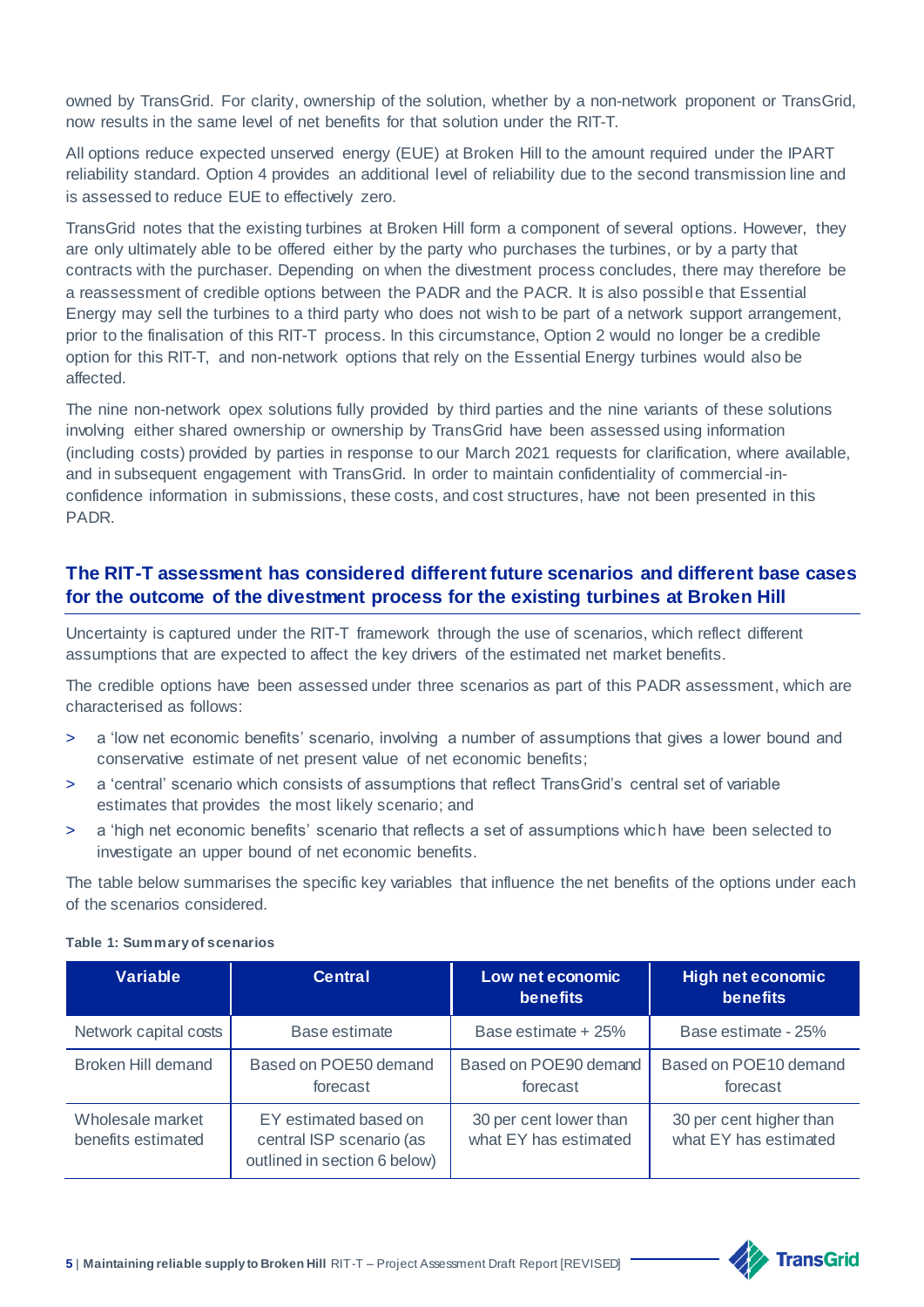owned by TransGrid. For clarity, ownership of the solution, whether by a non-network proponent or TransGrid, now results in the same level of net benefits for that solution under the RIT-T.

All options reduce expected unserved energy (EUE) at Broken Hill to the amount required under the IPART reliability standard. Option 4 provides an additional level of reliability due to the second transmission line and is assessed to reduce EUE to effectively zero.

TransGrid notes that the existing turbines at Broken Hill form a component of several options. However, they are only ultimately able to be offered either by the party who purchases the turbines, or by a party that contracts with the purchaser. Depending on when the divestment process concludes, there may therefore be a reassessment of credible options between the PADR and the PACR. It is also possible that Essential Energy may sell the turbines to a third party who does not wish to be part of a network support arrangement, prior to the finalisation of this RIT-T process. In this circumstance, Option 2 would no longer be a credible option for this RIT-T, and non-network options that rely on the Essential Energy turbines would also be affected.

The nine non-network opex solutions fully provided by third parties and the nine variants of these solutions involving either shared ownership or ownership by TransGrid have been assessed using information (including costs) provided by parties in response to our March 2021 requests for clarification, where available, and in subsequent engagement with TransGrid. In order to maintain confidentiality of commercial-in-confidence information in submissions, these costs, and cost structures, have not been presented in this PADR.

## The RIT-T assessment has considered different future scenarios and different base cases for the outcome of the divestment process for the existing turbines at Broken Hill

Uncertainty is captured under the RIT-T framework through the use of scenarios, which reflect different assumptions that are expected to affect the key drivers of the estimated net market benefits.

The credible options have been assessed under three scenarios as part of this PADR assessment, which are characterised as follows:

> a 'low net economic benefits' scenario, involving a number of assumptions that gives a lower bound and conservative estimate of net present value of net economic benefits;

> a 'central' scenario which consists of assumptions that reflect TransGrid's central set of variable estimates that provides the most likely scenario; and

> a 'high net economic benefits' scenario that reflects a set of assumptions which have been selected to investigate an upper bound of net economic benefits.

The table below summarises the specific key variables that influence the net benefits of the options under each of the scenarios considered.

**Table 1: Summary of scenarios**

| Variable | Central | Low net economic benefits | High net economic benefits |
|---|---|---|---|
| Network capital costs | Base estimate | Base estimate + 25% | Base estimate - 25% |
| Broken Hill demand | Based on POE50 demand forecast | Based on POE90 demand forecast | Based on POE10 demand forecast |
| Wholesale market benefits estimated | EY estimated based on central ISP scenario (as outlined in section 6 below) | 30 per cent lower than what EY has estimated | 30 per cent higher than what EY has estimated |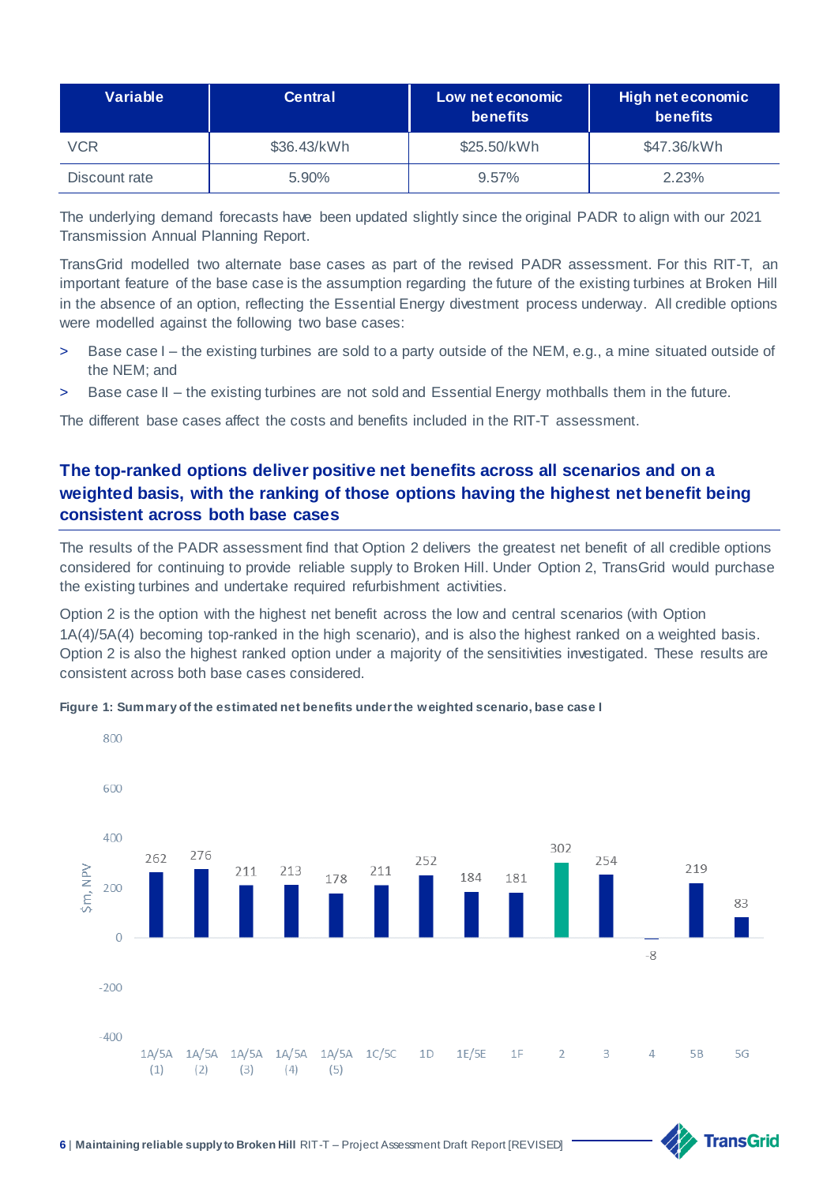| Variable | Central | Low net economic benefits | High net economic benefits |
| --- | --- | --- | --- |
| VCR | $36.43/kWh | $25.50/kWh | $47.36/kWh |
| Discount rate | 5.90% | 9.57% | 2.23% |

The underlying demand forecasts have been updated slightly since the original PADR to align with our 2021 Transmission Annual Planning Report.

TransGrid modelled two alternate base cases as part of the revised PADR assessment. For this RIT-T, an important feature of the base case is the assumption regarding the future of the existing turbines at Broken Hill in the absence of an option, reflecting the Essential Energy divestment process underway. All credible options were modelled against the following two base cases:

> Base case I – the existing turbines are sold to a party outside of the NEM, e.g., a mine situated outside of the NEM; and

> Base case II – the existing turbines are not sold and Essential Energy mothballs them in the future.

The different base cases affect the costs and benefits included in the RIT-T assessment.

## The top-ranked options deliver positive net benefits across all scenarios and on a weighted basis, with the ranking of those options having the highest net benefit being consistent across both base cases

The results of the PADR assessment find that Option 2 delivers the greatest net benefit of all credible options considered for continuing to provide reliable supply to Broken Hill. Under Option 2, TransGrid would purchase the existing turbines and undertake required refurbishment activities.

Option 2 is the option with the highest net benefit across the low and central scenarios (with Option 1A(4)/5A(4) becoming top-ranked in the high scenario), and is also the highest ranked on a weighted basis. Option 2 is also the highest ranked option under a majority of the sensitivities investigated. These results are consistent across both base cases considered.

**Figure 1: Summary of the estimated net benefits under the weighted scenario, base case I**

| Option | $m, NPV |
| --- | --- |
| 1A/5A (1) | 262 |
| 1A/5A (2) | 276 |
| 1A/5A (3) | 211 |
| 1A/5A (4) | 213 |
| 1A/5A (5) | 178 |
| 1C/5C | 211 |
| 1D | 252 |
| 1E/5E | 184 |
| 1F | 181 |
| 2 | 302 |
| 3 | 254 |
| 4 | -8 |
| 5B | 219 |
| 5G | 83 |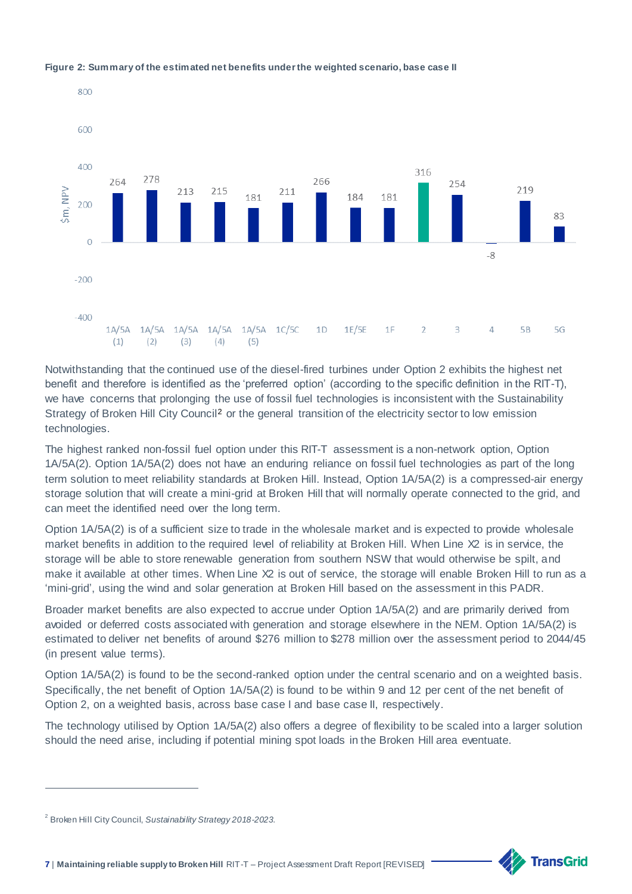**Figure 2: Summary of the estimated net benefits under the weighted scenario, base case II**

| Option | $m, NPV |
|---|---|
| 1A/5A (1) | 264 |
| 1A/5A (2) | 278 |
| 1A/5A (3) | 213 |
| 1A/5A (4) | 215 |
| 1A/5A (5) | 181 |
| 1C/5C | 211 |
| 1D | 266 |
| 1E/5E | 184 |
| 1F | 181 |
| 2 | 316 |
| 3 | 254 |
| 4 | -8 |
| 5B | 219 |
| 5G | 83 |

Notwithstanding that the continued use of the diesel-fired turbines under Option 2 exhibits the highest net benefit and therefore is identified as the 'preferred option' (according to the specific definition in the RIT-T), we have concerns that prolonging the use of fossil fuel technologies is inconsistent with the Sustainability Strategy of Broken Hill City Council[2] or the general transition of the electricity sector to low emission technologies.

The highest ranked non-fossil fuel option under this RIT-T assessment is a non-network option, Option 1A/5A(2). Option 1A/5A(2) does not have an enduring reliance on fossil fuel technologies as part of the long term solution to meet reliability standards at Broken Hill. Instead, Option 1A/5A(2) is a compressed-air energy storage solution that will create a mini-grid at Broken Hill that will normally operate connected to the grid, and can meet the identified need over the long term.

Option 1A/5A(2) is of a sufficient size to trade in the wholesale market and is expected to provide wholesale market benefits in addition to the required level of reliability at Broken Hill. When Line X2 is in service, the storage will be able to store renewable generation from southern NSW that would otherwise be spilt, and make it available at other times. When Line X2 is out of service, the storage will enable Broken Hill to run as a 'mini-grid', using the wind and solar generation at Broken Hill based on the assessment in this PADR.

Broader market benefits are also expected to accrue under Option 1A/5A(2) and are primarily derived from avoided or deferred costs associated with generation and storage elsewhere in the NEM. Option 1A/5A(2) is estimated to deliver net benefits of around $276 million to $278 million over the assessment period to 2044/45 (in present value terms).

Option 1A/5A(2) is found to be the second-ranked option under the central scenario and on a weighted basis. Specifically, the net benefit of Option 1A/5A(2) is found to be within 9 and 12 per cent of the net benefit of Option 2, on a weighted basis, across base case I and base case II, respectively.

The technology utilised by Option 1A/5A(2) also offers a degree of flexibility to be scaled into a larger solution should the need arise, including if potential mining spot loads in the Broken Hill area eventuate.

---

[2] Broken Hill City Council, *Sustainability Strategy 2018-2023.*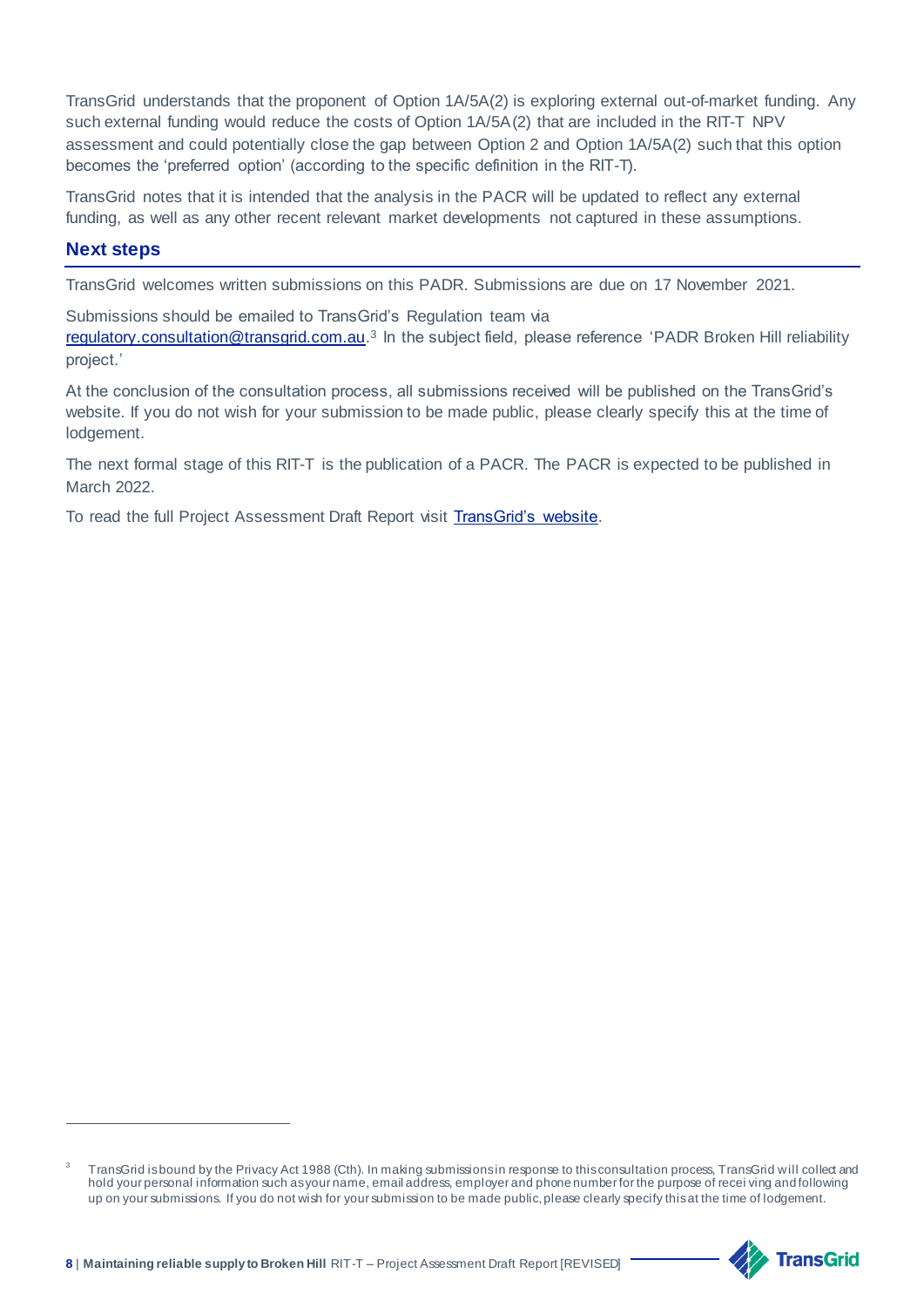TransGrid understands that the proponent of Option 1A/5A(2) is exploring external out-of-market funding. Any such external funding would reduce the costs of Option 1A/5A(2) that are included in the RIT-T NPV assessment and could potentially close the gap between Option 2 and Option 1A/5A(2) such that this option becomes the 'preferred option' (according to the specific definition in the RIT-T).

TransGrid notes that it is intended that the analysis in the PACR will be updated to reflect any external funding, as well as any other recent relevant market developments not captured in these assumptions.

## Next steps

TransGrid welcomes written submissions on this PADR. Submissions are due on 17 November 2021.

Submissions should be emailed to TransGrid's Regulation team via regulatory.consultation@transgrid.com.au.[3] In the subject field, please reference 'PADR Broken Hill reliability project.'

At the conclusion of the consultation process, all submissions received will be published on the TransGrid's website. If you do not wish for your submission to be made public, please clearly specify this at the time of lodgement.

The next formal stage of this RIT-T is the publication of a PACR. The PACR is expected to be published in March 2022.

To read the full Project Assessment Draft Report visit TransGrid's website.

---

[3] TransGrid is bound by the Privacy Act 1988 (Cth). In making submissions in response to this consultation process, TransGrid will collect and hold your personal information such as your name, email address, employer and phone number for the purpose of receiving and following up on your submissions. If you do not wish for your submission to be made public, please clearly specify this at the time of lodgement.